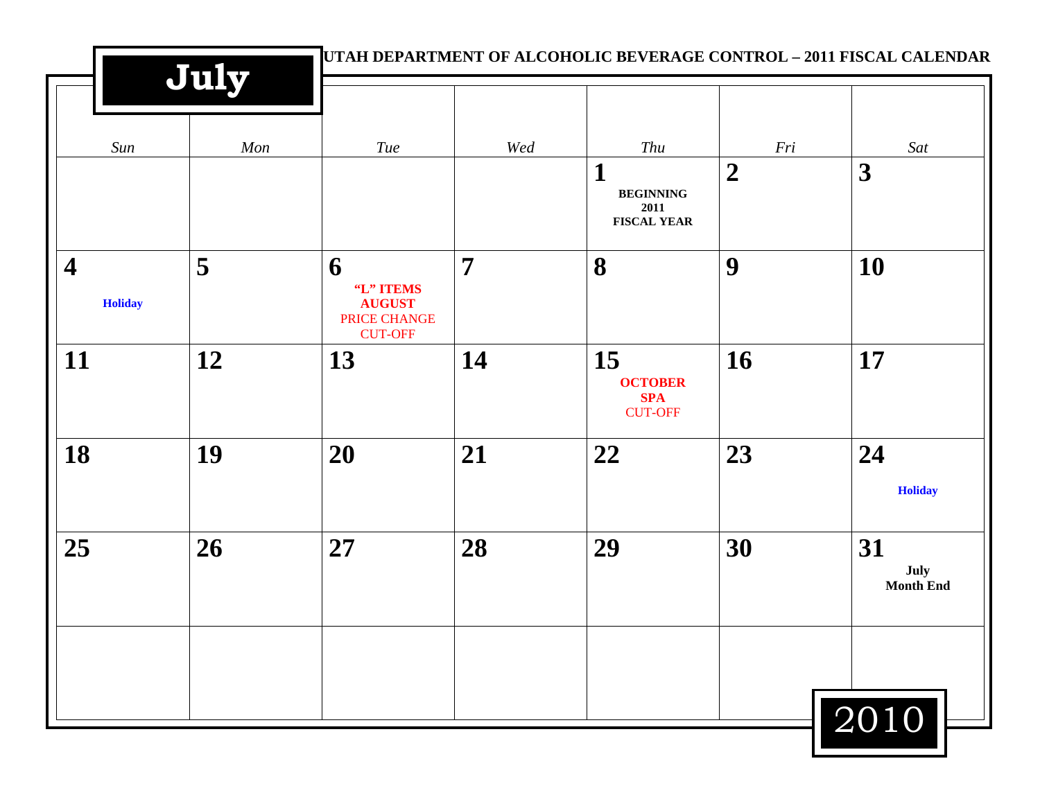# July

UTAH DEPARTMENT OF ALCOHOLIC BEVERAGE CONTROL – 2011 FISCAL CALENDAR

| Sun | Mon | Tue | Wed | Thu | Fri | Sat |
|---|---|---|---|---|---|---|
| | | | | **1** BEGINNING 2011 FISCAL YEAR | **2** | **3** |
| **4** Holiday | **5** | **6** "L" ITEMS AUGUST PRICE CHANGE CUT-OFF | **7** | **8** | **9** | **10** |
| **11** | **12** | **13** | **14** | **15** OCTOBER SPA CUT-OFF | **16** | **17** |
| **18** | **19** | **20** | **21** | **22** | **23** | **24** Holiday |
| **25** | **26** | **27** | **28** | **29** | **30** | **31** July Month End |
| | | | | | | |

2010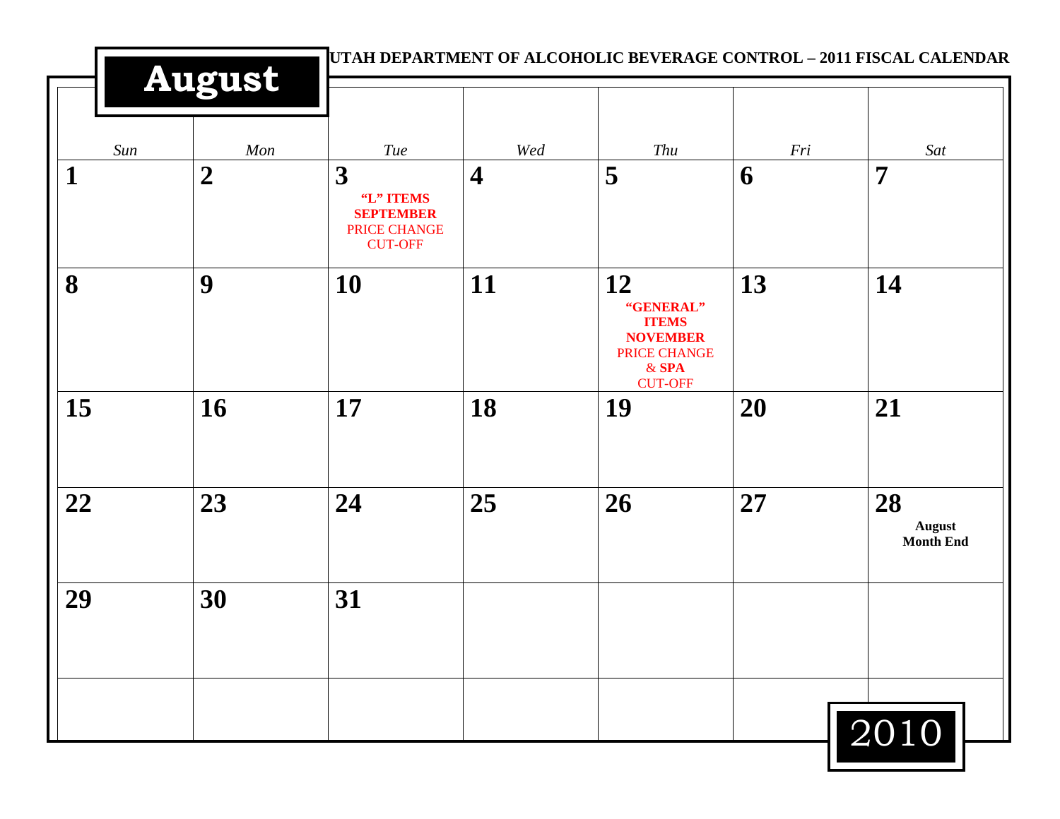# August

**UTAH DEPARTMENT OF ALCOHOLIC BEVERAGE CONTROL – 2011 FISCAL CALENDAR**

| *Sun* | *Mon* | *Tue* | *Wed* | *Thu* | *Fri* | *Sat* |
|---|---|---|---|---|---|---|
| **1** | **2** | **3** **"L" ITEMS SEPTEMBER** PRICE CHANGE CUT-OFF | **4** | **5** | **6** | **7** |
| **8** | **9** | **10** | **11** | **12** **"GENERAL" ITEMS NOVEMBER** PRICE CHANGE & **SPA** CUT-OFF | **13** | **14** |
| **15** | **16** | **17** | **18** | **19** | **20** | **21** |
| **22** | **23** | **24** | **25** | **26** | **27** | **28** **August Month End** |
| **29** | **30** | **31** | | | | |
| | | | | | | |

2010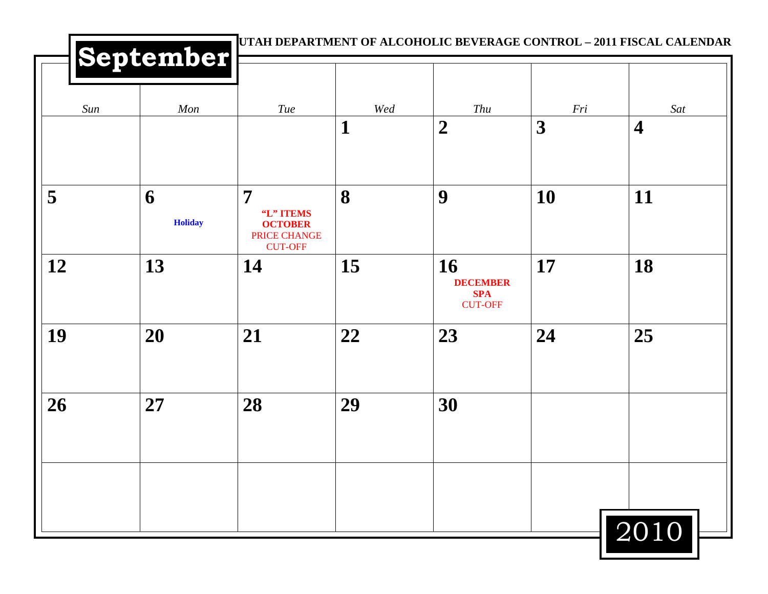UTAH DEPARTMENT OF ALCOHOLIC BEVERAGE CONTROL – 2011 FISCAL CALENDAR

# September

| *Sun* | *Mon* | *Tue* | *Wed* | *Thu* | *Fri* | *Sat* |
|---|---|---|---|---|---|---|
| | | | **1** | **2** | **3** | **4** |
| **5** | **6** **Holiday** | **7** **"L" ITEMS OCTOBER** PRICE CHANGE CUT-OFF | **8** | **9** | **10** | **11** |
| **12** | **13** | **14** | **15** | **16** **DECEMBER SPA** CUT-OFF | **17** | **18** |
| **19** | **20** | **21** | **22** | **23** | **24** | **25** |
| **26** | **27** | **28** | **29** | **30** | | |
| | | | | | | |

2010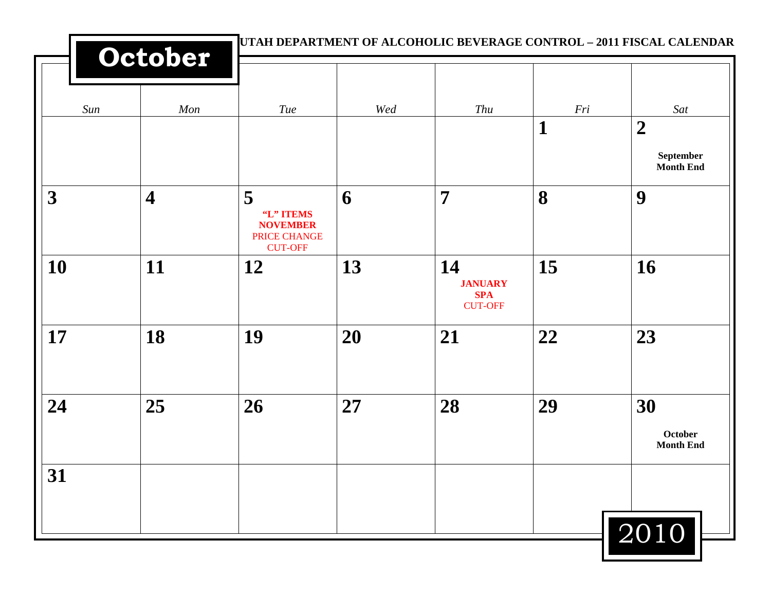# October

**UTAH DEPARTMENT OF ALCOHOLIC BEVERAGE CONTROL – 2011 FISCAL CALENDAR**

| *Sun* | *Mon* | *Tue* | *Wed* | *Thu* | *Fri* | *Sat* |
|---|---|---|---|---|---|---|
| | | | | | **1** | **2** **September Month End** |
| **3** | **4** | **5** **“L” ITEMS NOVEMBER** PRICE CHANGE CUT-OFF | **6** | **7** | **8** | **9** |
| **10** | **11** | **12** | **13** | **14** **JANUARY SPA** CUT-OFF | **15** | **16** |
| **17** | **18** | **19** | **20** | **21** | **22** | **23** |
| **24** | **25** | **26** | **27** | **28** | **29** | **30** **October Month End** |
| **31** | | | | | | |

2010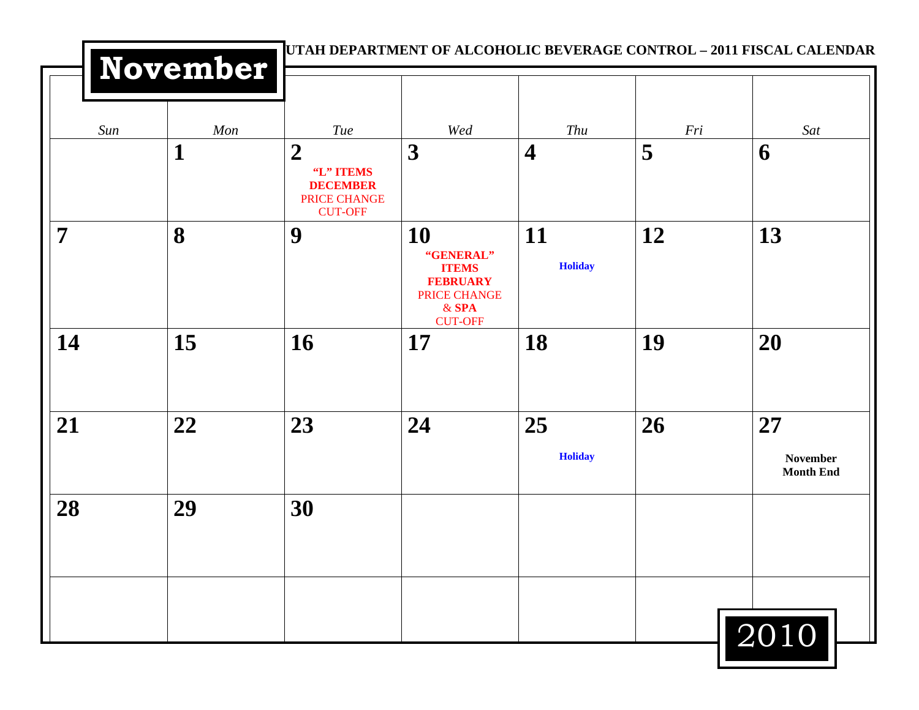UTAH DEPARTMENT OF ALCOHOLIC BEVERAGE CONTROL – 2011 FISCAL CALENDAR

# November 2010

| Sun | Mon | Tue | Wed | Thu | Fri | Sat |
|---|---|---|---|---|---|---|
| | **1** | **2** **"L" ITEMS DECEMBER** PRICE CHANGE CUT-OFF | **3** | **4** | **5** | **6** |
| **7** | **8** | **9** | **10** **"GENERAL" ITEMS FEBRUARY** PRICE CHANGE & **SPA** CUT-OFF | **11** **Holiday** | **12** | **13** |
| **14** | **15** | **16** | **17** | **18** | **19** | **20** |
| **21** | **22** | **23** | **24** | **25** **Holiday** | **26** | **27** **November Month End** |
| **28** | **29** | **30** | | | | |
| | | | | | | |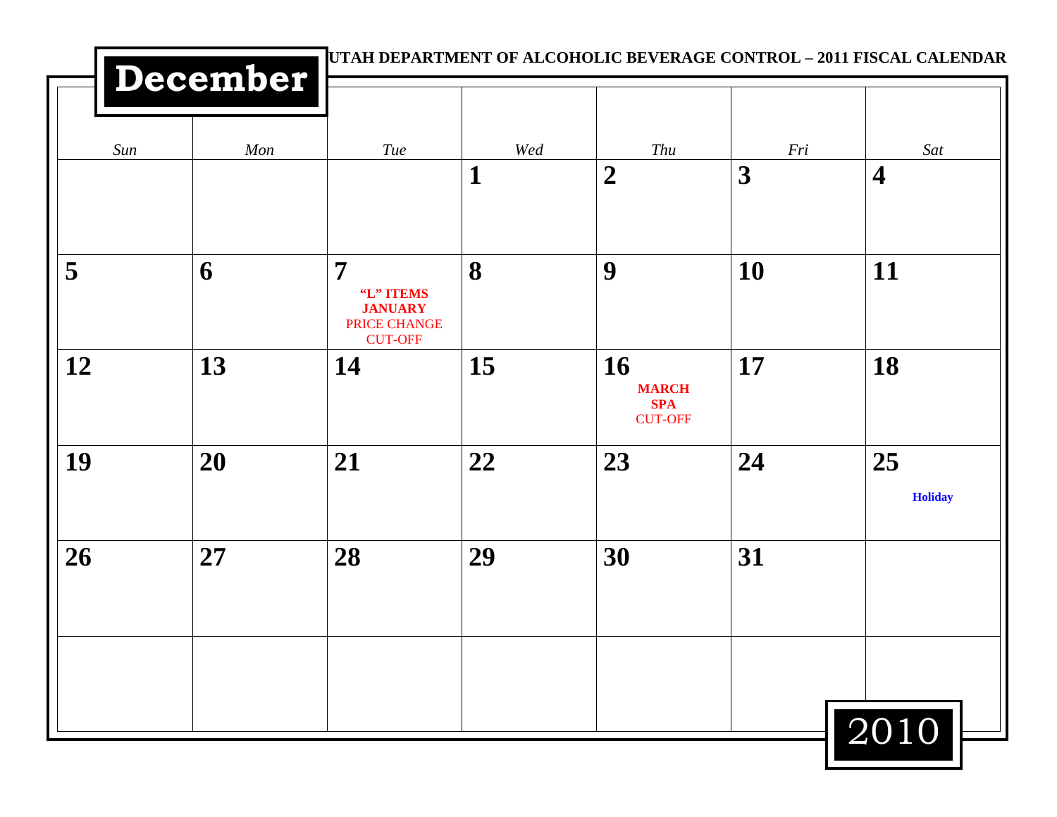# December

UTAH DEPARTMENT OF ALCOHOLIC BEVERAGE CONTROL – 2011 FISCAL CALENDAR

| *Sun* | *Mon* | *Tue* | *Wed* | *Thu* | *Fri* | *Sat* |
|---|---|---|---|---|---|---|
| | | | **1** | **2** | **3** | **4** |
| **5** | **6** | **7** **“L” ITEMS JANUARY** PRICE CHANGE CUT-OFF | **8** | **9** | **10** | **11** |
| **12** | **13** | **14** | **15** | **16** **MARCH SPA** CUT-OFF | **17** | **18** |
| **19** | **20** | **21** | **22** | **23** | **24** | **25** **Holiday** |
| **26** | **27** | **28** | **29** | **30** | **31** | |
| | | | | | | |

2010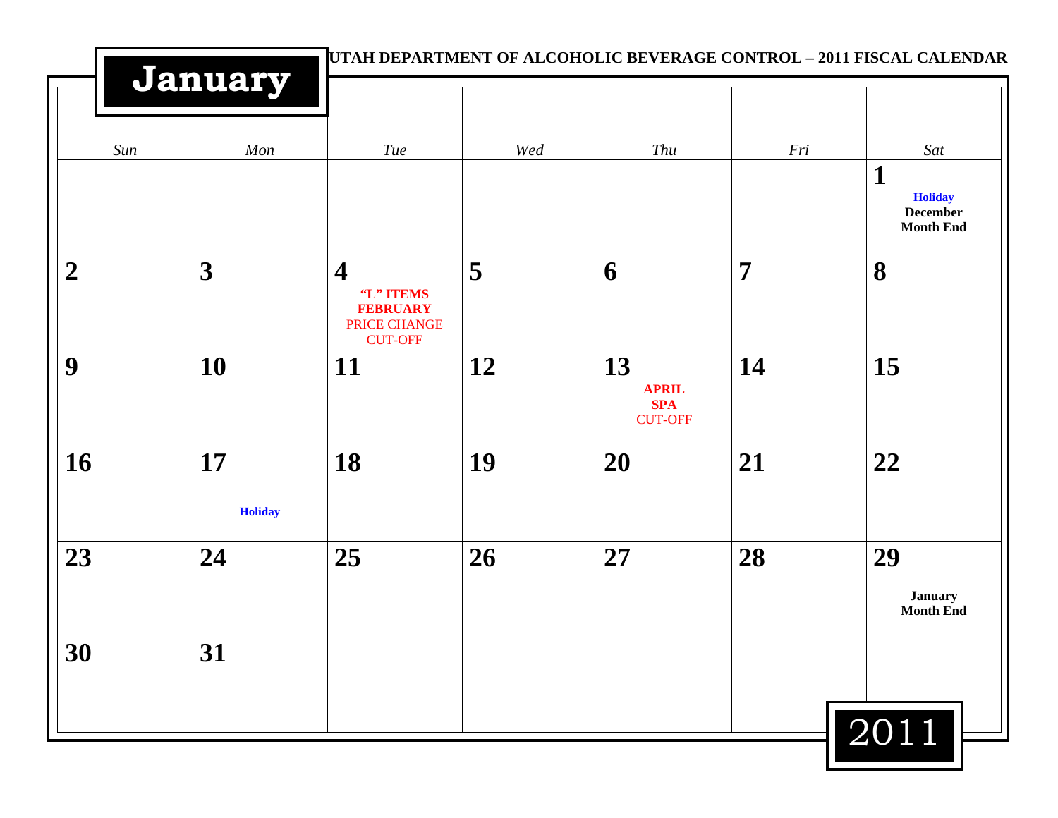# January

**UTAH DEPARTMENT OF ALCOHOLIC BEVERAGE CONTROL – 2011 FISCAL CALENDAR**

| *Sun* | *Mon* | *Tue* | *Wed* | *Thu* | *Fri* | *Sat* |
|---|---|---|---|---|---|---|
| | | | | | | **1** **Holiday** **December Month End** |
| **2** | **3** | **4** **"L" ITEMS FEBRUARY** PRICE CHANGE CUT-OFF | **5** | **6** | **7** | **8** |
| **9** | **10** | **11** | **12** | **13** **APRIL SPA** CUT-OFF | **14** | **15** |
| **16** | **17** **Holiday** | **18** | **19** | **20** | **21** | **22** |
| **23** | **24** | **25** | **26** | **27** | **28** | **29** **January Month End** |
| **30** | **31** | | | | | |

2011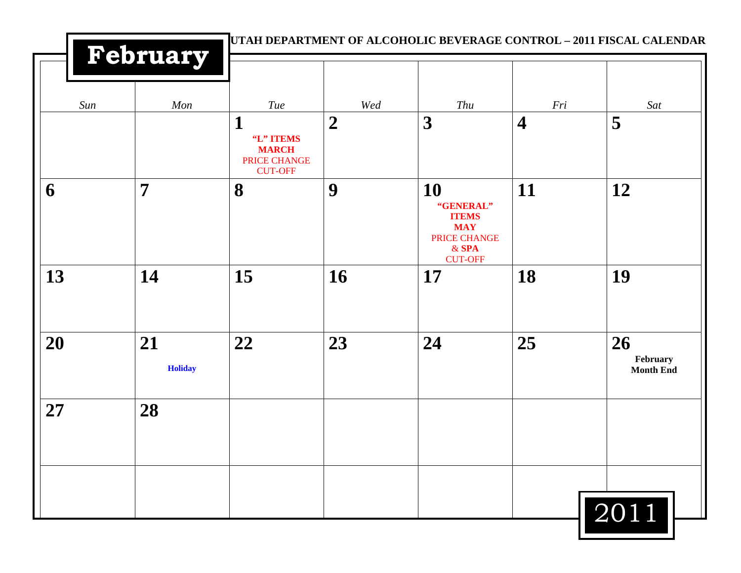# February

UTAH DEPARTMENT OF ALCOHOLIC BEVERAGE CONTROL – 2011 FISCAL CALENDAR

| *Sun* | *Mon* | *Tue* | *Wed* | *Thu* | *Fri* | *Sat* |
|---|---|---|---|---|---|---|
| | | **1** **"L" ITEMS** **MARCH** PRICE CHANGE CUT-OFF | **2** | **3** | **4** | **5** |
| **6** | **7** | **8** | **9** | **10** **"GENERAL" ITEMS** **MAY** PRICE CHANGE & **SPA** CUT-OFF | **11** | **12** |
| **13** | **14** | **15** | **16** | **17** | **18** | **19** |
| **20** | **21** **Holiday** | **22** | **23** | **24** | **25** | **26** **February Month End** |
| **27** | **28** | | | | | |
| | | | | | | |

2011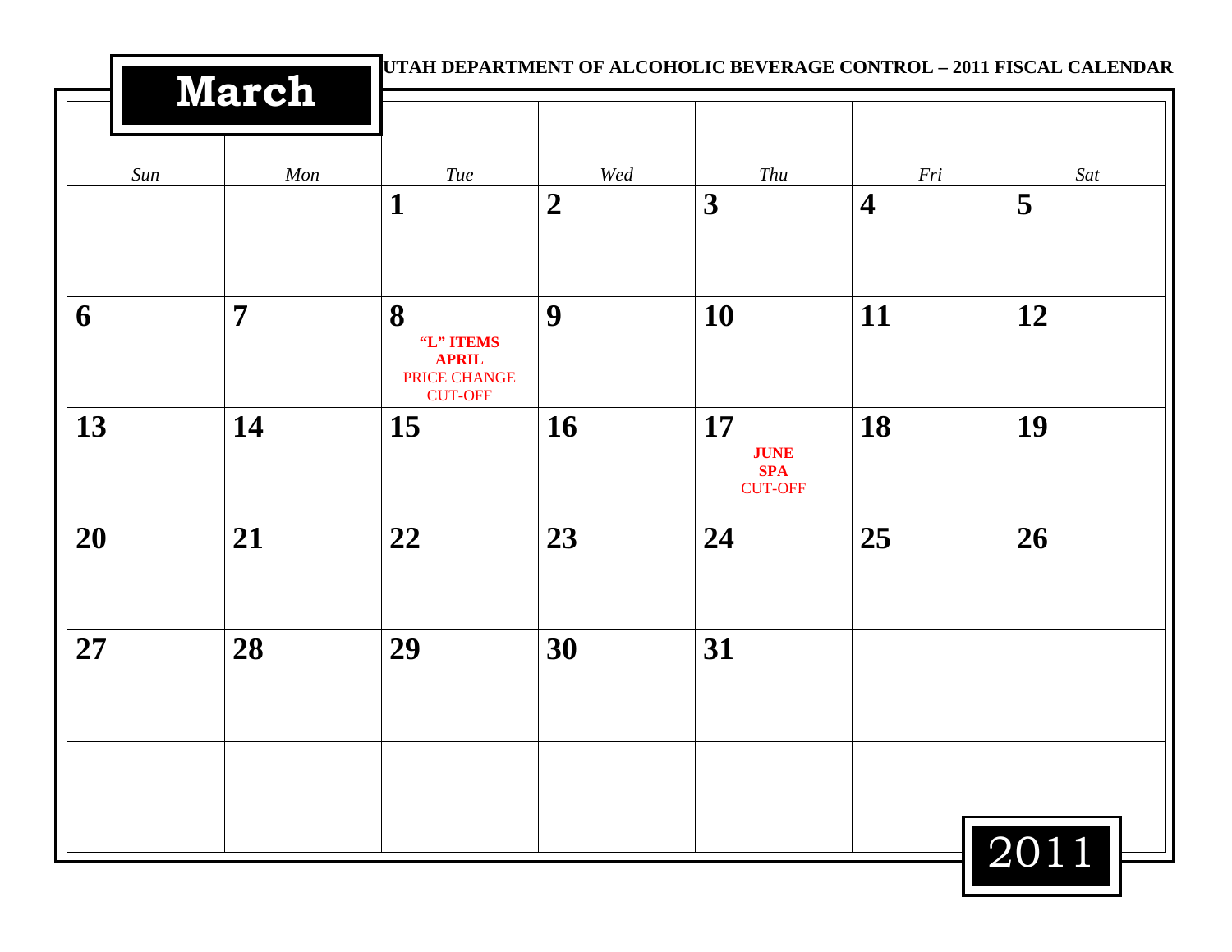UTAH DEPARTMENT OF ALCOHOLIC BEVERAGE CONTROL – 2011 FISCAL CALENDAR

# March

| Sun | Mon | Tue | Wed | Thu | Fri | Sat |
|---|---|---|---|---|---|---|
| | | 1 | 2 | 3 | 4 | 5 |
| 6 | 7 | 8<br>**"L" ITEMS**<br>**APRIL**<br>PRICE CHANGE<br>CUT-OFF | 9 | 10 | 11 | 12 |
| 13 | 14 | 15 | 16 | 17<br>**JUNE**<br>**SPA**<br>CUT-OFF | 18 | 19 |
| 20 | 21 | 22 | 23 | 24 | 25 | 26 |
| 27 | 28 | 29 | 30 | 31 | | |
| | | | | | | |

2011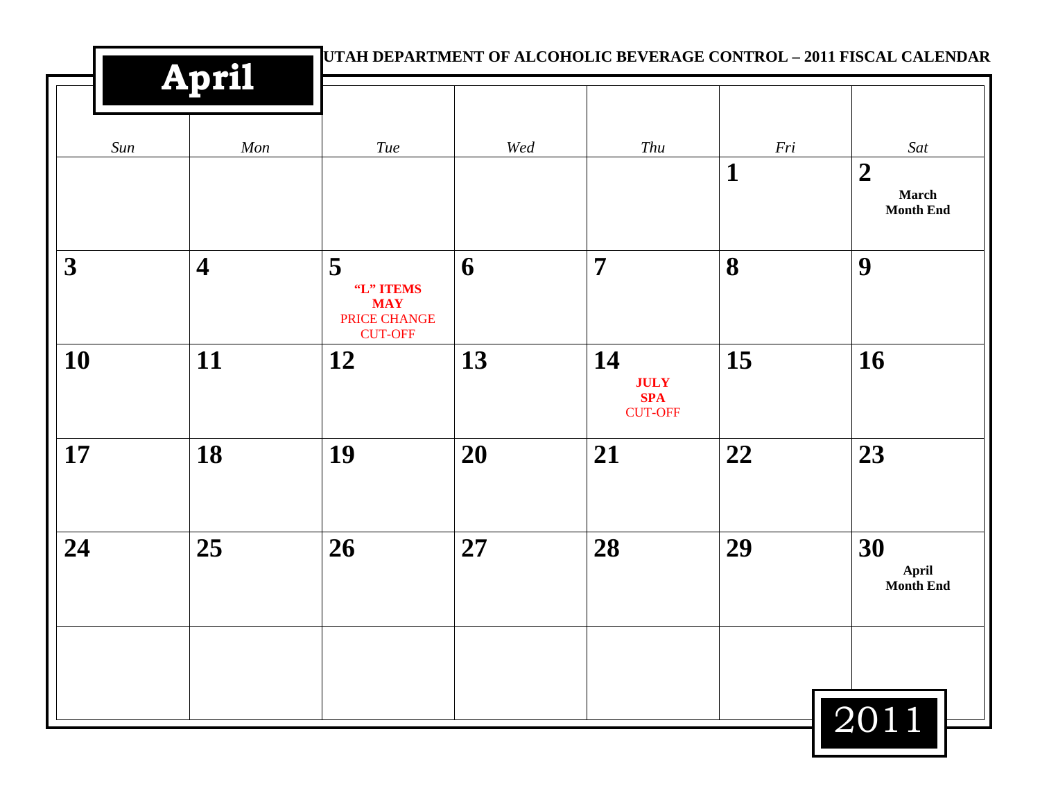# April

**UTAH DEPARTMENT OF ALCOHOLIC BEVERAGE CONTROL – 2011 FISCAL CALENDAR**

| *Sun* | *Mon* | *Tue* | *Wed* | *Thu* | *Fri* | *Sat* |
|---|---|---|---|---|---|---|
| | | | | | **1** | **2** **March Month End** |
| **3** | **4** | **5** **"L" ITEMS MAY** PRICE CHANGE CUT-OFF | **6** | **7** | **8** | **9** |
| **10** | **11** | **12** | **13** | **14** **JULY SPA** CUT-OFF | **15** | **16** |
| **17** | **18** | **19** | **20** | **21** | **22** | **23** |
| **24** | **25** | **26** | **27** | **28** | **29** | **30** **April Month End** |
| | | | | | | |

2011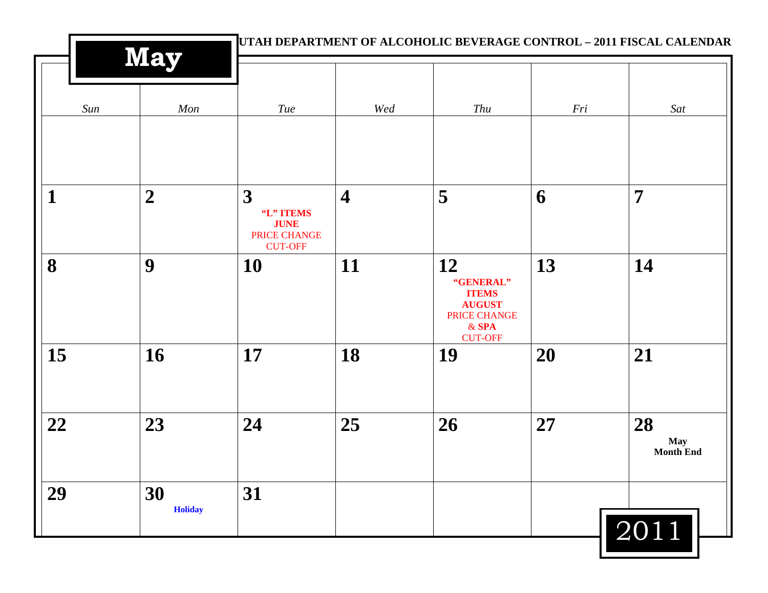# May

UTAH DEPARTMENT OF ALCOHOLIC BEVERAGE CONTROL – 2011 FISCAL CALENDAR

| *Sun* | *Mon* | *Tue* | *Wed* | *Thu* | *Fri* | *Sat* |
|---|---|---|---|---|---|---|
| | | | | | | |
| **1** | **2** | **3** **"L" ITEMS** **JUNE** PRICE CHANGE CUT-OFF | **4** | **5** | **6** | **7** |
| **8** | **9** | **10** | **11** | **12** **"GENERAL" ITEMS** **AUGUST** PRICE CHANGE & **SPA** CUT-OFF | **13** | **14** |
| **15** | **16** | **17** | **18** | **19** | **20** | **21** |
| **22** | **23** | **24** | **25** | **26** | **27** | **28** **May Month End** |
| **29** | **30** **Holiday** | **31** | | | | |

2011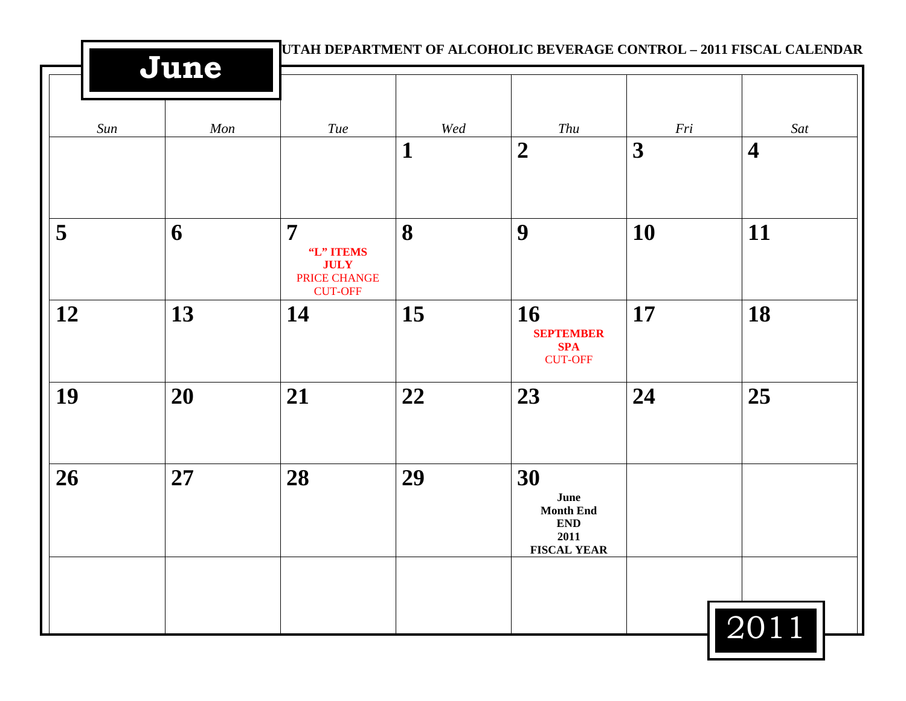# June

**UTAH DEPARTMENT OF ALCOHOLIC BEVERAGE CONTROL – 2011 FISCAL CALENDAR**

| *Sun* | *Mon* | *Tue* | *Wed* | *Thu* | *Fri* | *Sat* |
|---|---|---|---|---|---|---|
| | | | **1** | **2** | **3** | **4** |
| **5** | **6** | **7** **"L" ITEMS JULY** PRICE CHANGE CUT-OFF | **8** | **9** | **10** | **11** |
| **12** | **13** | **14** | **15** | **16** **SEPTEMBER SPA** CUT-OFF | **17** | **18** |
| **19** | **20** | **21** | **22** | **23** | **24** | **25** |
| **26** | **27** | **28** | **29** | **30** **June Month End END 2011 FISCAL YEAR** | | |
| | | | | | | |

2011